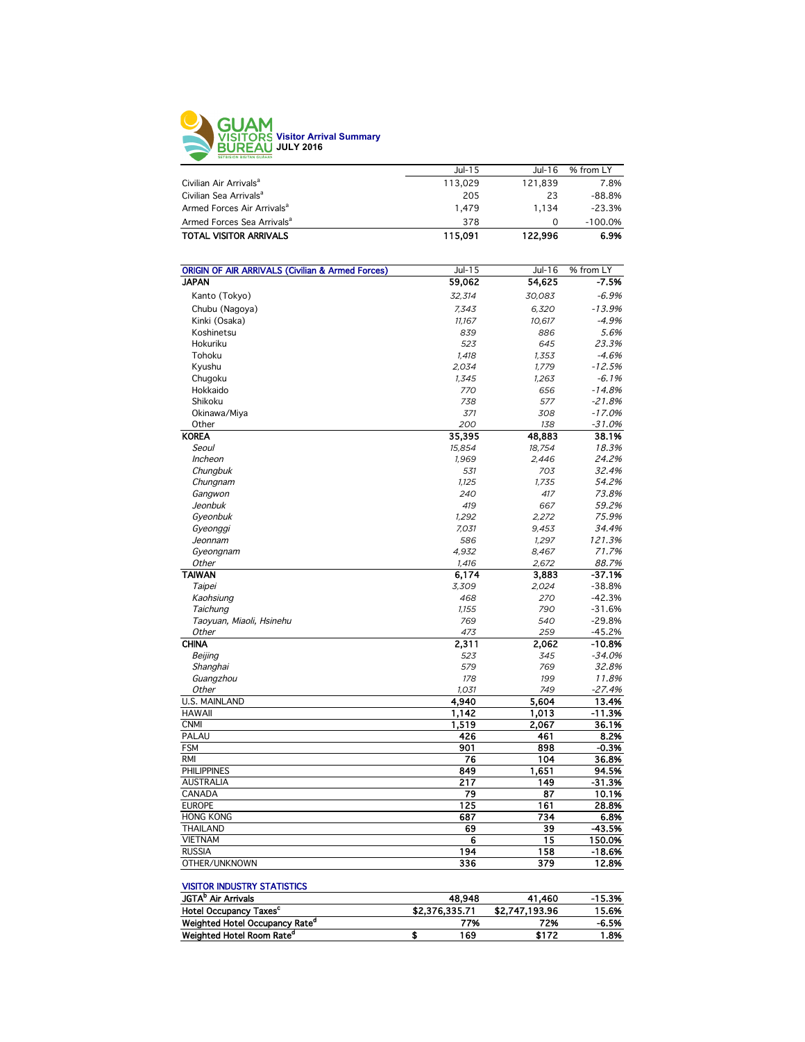# GUAM VISITORS BUREAU

## Visitor Arrival Summary
## JULY 2016

| | Jul-15 | Jul-16 | % from LY |
|---|---|---|---|
| Civilian Air Arrivals[a] | 113,029 | 121,839 | 7.8% |
| Civilian Sea Arrivals[a] | 205 | 23 | -88.8% |
| Armed Forces Air Arrivals[a] | 1,479 | 1,134 | -23.3% |
| Armed Forces Sea Arrivals[a] | 378 | 0 | -100.0% |
| **TOTAL VISITOR ARRIVALS** | **115,091** | **122,996** | **6.9%** |

| ORIGIN OF AIR ARRIVALS (Civilian & Armed Forces) | Jul-15 | Jul-16 | % from LY |
|---|---|---|---|
| **JAPAN** | **59,062** | **54,625** | **-7.5%** |
| Kanto (Tokyo) | *32,314* | *30,083* | *-6.9%* |
| Chubu (Nagoya) | *7,343* | *6,320* | *-13.9%* |
| Kinki (Osaka) | *11,167* | *10,617* | *-4.9%* |
| Koshinetsu | *839* | *886* | *5.6%* |
| Hokuriku | *523* | *645* | *23.3%* |
| Tohoku | *1,418* | *1,353* | *-4.6%* |
| Kyushu | *2,034* | *1,779* | *-12.5%* |
| Chugoku | *1,345* | *1,263* | *-6.1%* |
| Hokkaido | *770* | *656* | *-14.8%* |
| Shikoku | *738* | *577* | *-21.8%* |
| Okinawa/Miya | *371* | *308* | *-17.0%* |
| Other | *200* | *138* | *-31.0%* |
| **KOREA** | **35,395** | **48,883** | **38.1%** |
| *Seoul* | *15,854* | *18,754* | *18.3%* |
| *Incheon* | *1,969* | *2,446* | *24.2%* |
| *Chungbuk* | *531* | *703* | *32.4%* |
| *Chungnam* | *1,125* | *1,735* | *54.2%* |
| *Gangwon* | *240* | *417* | *73.8%* |
| *Jeonbuk* | *419* | *667* | *59.2%* |
| *Gyeonbuk* | *1,292* | *2,272* | *75.9%* |
| *Gyeonggi* | *7,031* | *9,453* | *34.4%* |
| *Jeonnam* | *586* | *1,297* | *121.3%* |
| *Gyeongnam* | *4,932* | *8,467* | *71.7%* |
| *Other* | *1,416* | *2,672* | *88.7%* |
| **TAIWAN** | **6,174** | **3,883** | **-37.1%** |
| *Taipei* | *3,309* | *2,024* | -38.8% |
| *Kaohsiung* | *468* | *270* | -42.3% |
| *Taichung* | *1,155* | *790* | -31.6% |
| *Taoyuan, Miaoli, Hsinehu* | *769* | *540* | -29.8% |
| *Other* | *473* | *259* | -45.2% |
| **CHINA** | **2,311** | **2,062** | **-10.8%** |
| *Beijing* | *523* | *345* | *-34.0%* |
| *Shanghai* | *579* | *769* | *32.8%* |
| *Guangzhou* | *178* | *199* | *11.8%* |
| *Other* | *1,031* | *749* | *-27.4%* |
| U.S. MAINLAND | **4,940** | **5,604** | **13.4%** |
| HAWAII | **1,142** | **1,013** | **-11.3%** |
| CNMI | **1,519** | **2,067** | **36.1%** |
| PALAU | **426** | **461** | **8.2%** |
| FSM | **901** | **898** | **-0.3%** |
| RMI | **76** | **104** | **36.8%** |
| PHILIPPINES | **849** | **1,651** | **94.5%** |
| AUSTRALIA | **217** | **149** | **-31.3%** |
| CANADA | **79** | **87** | **10.1%** |
| EUROPE | **125** | **161** | **28.8%** |
| HONG KONG | **687** | **734** | **6.8%** |
| THAILAND | **69** | **39** | **-43.5%** |
| VIETNAM | **6** | **15** | **150.0%** |
| RUSSIA | **194** | **158** | **-18.6%** |
| OTHER/UNKNOWN | **336** | **379** | **12.8%** |

| VISITOR INDUSTRY STATISTICS | | | |
|---|---|---|---|
| **JGTA[b] Air Arrivals** | **48,948** | **41,460** | **-15.3%** |
| **Hotel Occupancy Taxes[c]** | **$2,376,335.71** | **$2,747,193.96** | **15.6%** |
| **Weighted Hotel Occupancy Rate[d]** | **77%** | **72%** | **-6.5%** |
| **Weighted Hotel Room Rate[d]** | **$ 169** | **$172** | **1.8%** |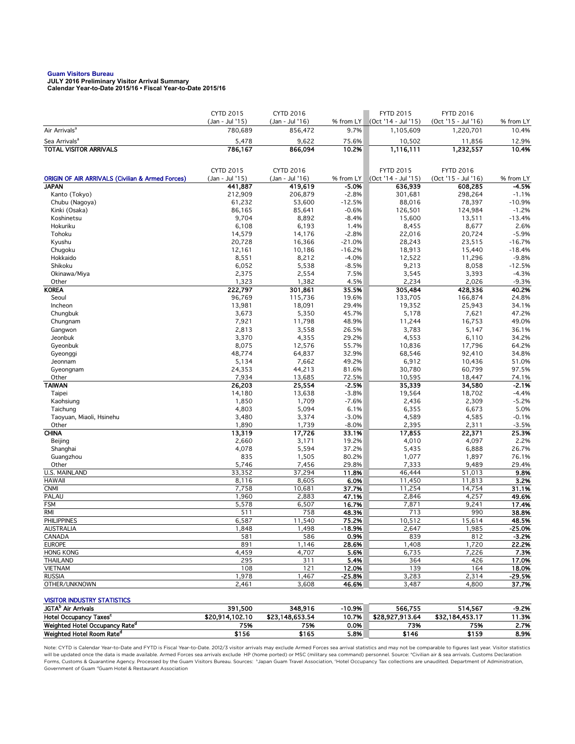**Guam Visitors Bureau**
**JULY 2016 Preliminary Visitor Arrival Summary**
**Calendar Year-to-Date 2015/16 • Fiscal Year-to-Date 2015/16**

| | CYTD 2015 (Jan - Jul '15) | CYTD 2016 (Jan - Jul '16) | % from LY | FYTD 2015 (Oct '14 - Jul '15) | FYTD 2016 (Oct '15 - Jul '16) | % from LY |
|---|---|---|---|---|---|---|
| Air Arrivals[a] | 780,689 | 856,472 | 9.7% | 1,105,609 | 1,220,701 | 10.4% |
| Sea Arrivals[a] | 5,478 | 9,622 | 75.6% | 10,502 | 11,856 | 12.9% |
| **TOTAL VISITOR ARRIVALS** | **786,167** | **866,094** | **10.2%** | **1,116,111** | **1,232,557** | **10.4%** |

| ORIGIN OF AIR ARRIVALS (Civilian & Armed Forces) | CYTD 2015 (Jan - Jul '15) | CYTD 2016 (Jan - Jul '16) | % from LY | FYTD 2015 (Oct '14 - Jul '15) | FYTD 2016 (Oct '15 - Jul '16) | % from LY |
|---|---|---|---|---|---|---|
| **JAPAN** | **441,887** | **419,619** | **-5.0%** | **636,939** | **608,285** | **-4.5%** |
| Kanto (Tokyo) | 212,909 | 206,879 | -2.8% | 301,681 | 298,264 | -1.1% |
| Chubu (Nagoya) | 61,232 | 53,600 | -12.5% | 88,016 | 78,397 | -10.9% |
| Kinki (Osaka) | 86,165 | 85,641 | -0.6% | 126,501 | 124,984 | -1.2% |
| Koshinetsu | 9,704 | 8,892 | -8.4% | 15,600 | 13,511 | -13.4% |
| Hokuriku | 6,108 | 6,193 | 1.4% | 8,455 | 8,677 | 2.6% |
| Tohoku | 14,579 | 14,176 | -2.8% | 22,016 | 20,724 | -5.9% |
| Kyushu | 20,728 | 16,366 | -21.0% | 28,243 | 23,515 | -16.7% |
| Chugoku | 12,161 | 10,186 | -16.2% | 18,913 | 15,440 | -18.4% |
| Hokkaido | 8,551 | 8,212 | -4.0% | 12,522 | 11,296 | -9.8% |
| Shikoku | 6,052 | 5,538 | -8.5% | 9,213 | 8,058 | -12.5% |
| Okinawa/Miya | 2,375 | 2,554 | 7.5% | 3,545 | 3,393 | -4.3% |
| Other | 1,323 | 1,382 | 4.5% | 2,234 | 2,026 | -9.3% |
| **KOREA** | **222,797** | **301,861** | **35.5%** | **305,484** | **428,336** | **40.2%** |
| Seoul | 96,769 | 115,736 | 19.6% | 133,705 | 166,874 | 24.8% |
| Incheon | 13,981 | 18,091 | 29.4% | 19,352 | 25,943 | 34.1% |
| Chungbuk | 3,673 | 5,350 | 45.7% | 5,178 | 7,621 | 47.2% |
| Chungnam | 7,921 | 11,798 | 48.9% | 11,244 | 16,753 | 49.0% |
| Gangwon | 2,813 | 3,558 | 26.5% | 3,783 | 5,147 | 36.1% |
| Jeonbuk | 3,370 | 4,355 | 29.2% | 4,553 | 6,110 | 34.2% |
| Gyeonbuk | 8,075 | 12,576 | 55.7% | 10,836 | 17,796 | 64.2% |
| Gyeonggi | 48,774 | 64,837 | 32.9% | 68,546 | 92,410 | 34.8% |
| Jeonnam | 5,134 | 7,662 | 49.2% | 6,912 | 10,436 | 51.0% |
| Gyeongnam | 24,353 | 44,213 | 81.6% | 30,780 | 60,799 | 97.5% |
| Other | 7,934 | 13,685 | 72.5% | 10,595 | 18,447 | 74.1% |
| **TAIWAN** | **26,203** | **25,554** | **-2.5%** | **35,339** | **34,580** | **-2.1%** |
| Taipei | 14,180 | 13,638 | -3.8% | 19,564 | 18,702 | -4.4% |
| Kaohsiung | 1,850 | 1,709 | -7.6% | 2,436 | 2,309 | -5.2% |
| Taichung | 4,803 | 5,094 | 6.1% | 6,355 | 6,673 | 5.0% |
| Taoyuan, Miaoli, Hsinehu | 3,480 | 3,374 | -3.0% | 4,589 | 4,585 | -0.1% |
| Other | 1,890 | 1,739 | -8.0% | 2,395 | 2,311 | -3.5% |
| **CHINA** | **13,319** | **17,726** | **33.1%** | **17,855** | **22,371** | **25.3%** |
| Beijing | 2,660 | 3,171 | 19.2% | 4,010 | 4,097 | 2.2% |
| Shanghai | 4,078 | 5,594 | 37.2% | 5,435 | 6,888 | 26.7% |
| Guangzhou | 835 | 1,505 | 80.2% | 1,077 | 1,897 | 76.1% |
| Other | 5,746 | 7,456 | 29.8% | 7,333 | 9,489 | 29.4% |
| U.S. MAINLAND | 33,352 | 37,294 | **11.8%** | 46,444 | 51,013 | **9.8%** |
| HAWAII | 8,116 | 8,605 | **6.0%** | 11,450 | 11,813 | **3.2%** |
| CNMI | 7,758 | 10,681 | **37.7%** | 11,254 | 14,754 | **31.1%** |
| PALAU | 1,960 | 2,883 | **47.1%** | 2,846 | 4,257 | **49.6%** |
| FSM | 5,578 | 6,507 | **16.7%** | 7,871 | 9,241 | **17.4%** |
| RMI | 511 | 758 | **48.3%** | 713 | 990 | **38.8%** |
| PHILIPPINES | 6,587 | 11,540 | **75.2%** | 10,512 | 15,614 | **48.5%** |
| AUSTRALIA | 1,848 | 1,498 | **-18.9%** | 2,647 | 1,985 | **-25.0%** |
| CANADA | 581 | 586 | **0.9%** | 839 | 812 | **-3.2%** |
| EUROPE | 891 | 1,146 | **28.6%** | 1,408 | 1,720 | **22.2%** |
| HONG KONG | 4,459 | 4,707 | **5.6%** | 6,735 | 7,226 | **7.3%** |
| THAILAND | 295 | 311 | **5.4%** | 364 | 426 | **17.0%** |
| VIETNAM | 108 | 121 | **12.0%** | 139 | 164 | **18.0%** |
| RUSSIA | 1,978 | 1,467 | **-25.8%** | 3,283 | 2,314 | **-29.5%** |
| OTHER/UNKNOWN | 2,461 | 3,608 | **46.6%** | 3,487 | 4,800 | **37.7%** |

| VISITOR INDUSTRY STATISTICS | CYTD 2015 | CYTD 2016 | % from LY | FYTD 2015 | FYTD 2016 | % from LY |
|---|---|---|---|---|---|---|
| **JGTA[b] Air Arrivals** | **391,500** | **348,916** | **-10.9%** | **566,755** | **514,567** | **-9.2%** |
| **Hotel Occupancy Taxes[c]** | **$20,914,102.10** | **$23,148,653.54** | **10.7%** | **$28,927,913.64** | **$32,184,453.17** | **11.3%** |
| **Weighted Hotel Occupancy Rate[d]** | **75%** | **75%** | **0.0%** | **73%** | **75%** | **2.7%** |
| **Weighted Hotel Room Rate[d]** | **$156** | **$165** | **5.8%** | **$146** | **$159** | **8.9%** |

Note: CYTD is Calendar Year-to-Date and FYTD is Fiscal Year-to-Date. 2012/3 visitor arrivals may exclude Armed Forces sea arrival statistics and may not be comparable to figures last year. Visitor statistics will be updated once the data is made available. Armed Forces sea arrivals exclude HP (home ported) or MSC (military sea command) personnel. Source: [a]Civilian air & sea arrivals. Customs Declaration Forms, Customs & Quarantine Agency. Processed by the Guam Visitors Bureau. Sources: [b]Japan Guam Travel Association, [c]Hotel Occupancy Tax collections are unaudited. Department of Administration, Government of Guam [d]Guam Hotel & Restaurant Association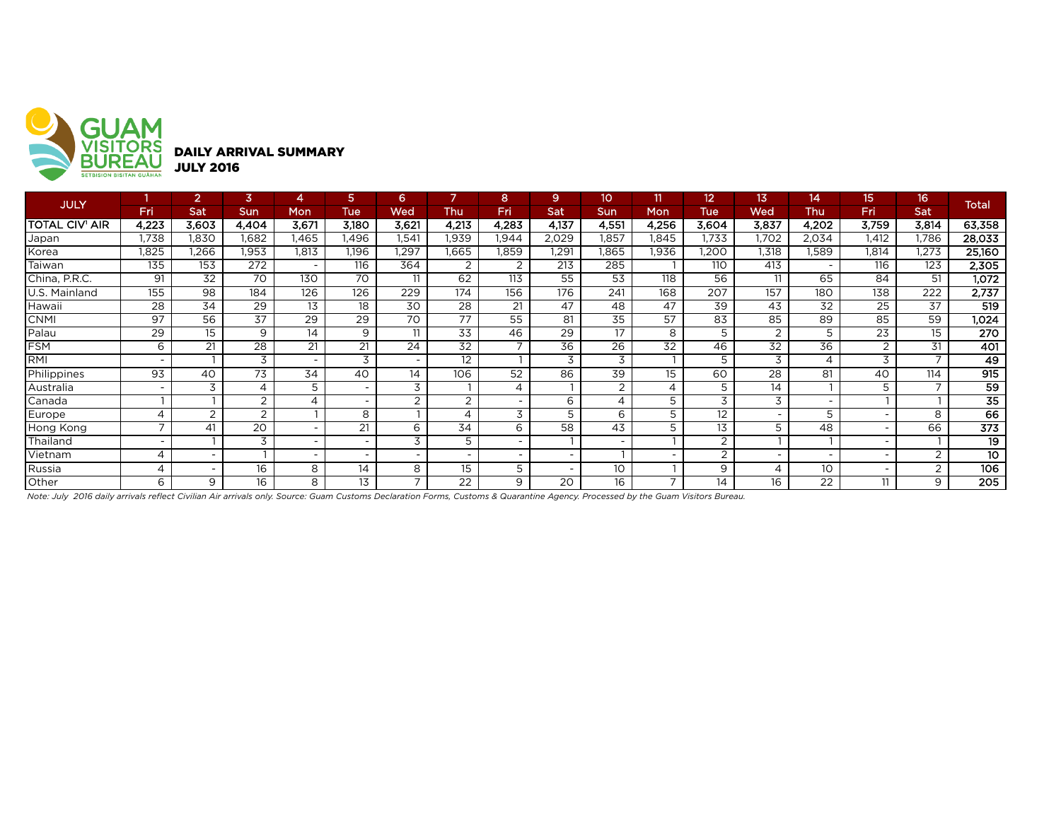GUAM VISITORS BUREAU
SETBISION BISITAN GUÅHAN

## DAILY ARRIVAL SUMMARY
## JULY 2016

| JULY | 1 | 2 | 3 | 4 | 5 | 6 | 7 | 8 | 9 | 10 | 11 | 12 | 13 | 14 | 15 | 16 | Total |
|---|---|---|---|---|---|---|---|---|---|---|---|---|---|---|---|---|---|
| | Fri | Sat | Sun | Mon | Tue | Wed | Thu | Fri | Sat | Sun | Mon | Tue | Wed | Thu | Fri | Sat | |
| **TOTAL CIV' AIR** | **4,223** | **3,603** | **4,404** | **3,671** | **3,180** | **3,621** | **4,213** | **4,283** | **4,137** | **4,551** | **4,256** | **3,604** | **3,837** | **4,202** | **3,759** | **3,814** | **63,358** |
| Japan | 1,738 | 1,830 | 1,682 | 1,465 | 1,496 | 1,541 | 1,939 | 1,944 | 2,029 | 1,857 | 1,845 | 1,733 | 1,702 | 2,034 | 1,412 | 1,786 | **28,033** |
| Korea | 1,825 | 1,266 | 1,953 | 1,813 | 1,196 | 1,297 | 1,665 | 1,859 | 1,291 | 1,865 | 1,936 | 1,200 | 1,318 | 1,589 | 1,814 | 1,273 | **25,160** |
| Taiwan | 135 | 153 | 272 | - | 116 | 364 | 2 | 2 | 213 | 285 | 1 | 110 | 413 | - | 116 | 123 | **2,305** |
| China, P.R.C. | 91 | 32 | 70 | 130 | 70 | 11 | 62 | 113 | 55 | 53 | 118 | 56 | 11 | 65 | 84 | 51 | **1,072** |
| U.S. Mainland | 155 | 98 | 184 | 126 | 126 | 229 | 174 | 156 | 176 | 241 | 168 | 207 | 157 | 180 | 138 | 222 | **2,737** |
| Hawaii | 28 | 34 | 29 | 13 | 18 | 30 | 28 | 21 | 47 | 48 | 47 | 39 | 43 | 32 | 25 | 37 | **519** |
| CNMI | 97 | 56 | 37 | 29 | 29 | 70 | 77 | 55 | 81 | 35 | 57 | 83 | 85 | 89 | 85 | 59 | **1,024** |
| Palau | 29 | 15 | 9 | 14 | 9 | 11 | 33 | 46 | 29 | 17 | 8 | 5 | 2 | 5 | 23 | 15 | **270** |
| FSM | 6 | 21 | 28 | 21 | 21 | 24 | 32 | 7 | 36 | 26 | 32 | 46 | 32 | 36 | 2 | 31 | **401** |
| RMI | - | 1 | 3 | - | 3 | - | 12 | 1 | 3 | 3 | 1 | 5 | 3 | 4 | 3 | 7 | **49** |
| Philippines | 93 | 40 | 73 | 34 | 40 | 14 | 106 | 52 | 86 | 39 | 15 | 60 | 28 | 81 | 40 | 114 | **915** |
| Australia | - | 3 | 4 | 5 | - | 3 | 1 | 4 | 1 | 2 | 4 | 5 | 14 | 1 | 5 | 7 | **59** |
| Canada | 1 | 1 | 2 | 4 | - | 2 | 2 | - | 6 | 4 | 5 | 3 | 3 | - | 1 | 1 | **35** |
| Europe | 4 | 2 | 2 | 1 | 8 | 1 | 4 | 3 | 5 | 6 | 5 | 12 | - | 5 | - | 8 | **66** |
| Hong Kong | 7 | 41 | 20 | - | 21 | 6 | 34 | 6 | 58 | 43 | 5 | 13 | 5 | 48 | - | 66 | **373** |
| Thailand | - | 1 | 3 | - | - | 3 | 5 | - | 1 | - | 1 | 2 | 1 | 1 | - | 1 | **19** |
| Vietnam | 4 | - | 1 | - | - | - | - | - | - | 1 | - | 2 | - | - | - | 2 | **10** |
| Russia | 4 | - | 16 | 8 | 14 | 8 | 15 | 5 | - | 10 | 1 | 9 | 4 | 10 | - | 2 | **106** |
| Other | 6 | 9 | 16 | 8 | 13 | 7 | 22 | 9 | 20 | 16 | 7 | 14 | 16 | 22 | 11 | 9 | **205** |

*Note: July 2016 daily arrivals reflect Civilian Air arrivals only. Source: Guam Customs Declaration Forms, Customs & Quarantine Agency. Processed by the Guam Visitors Bureau.*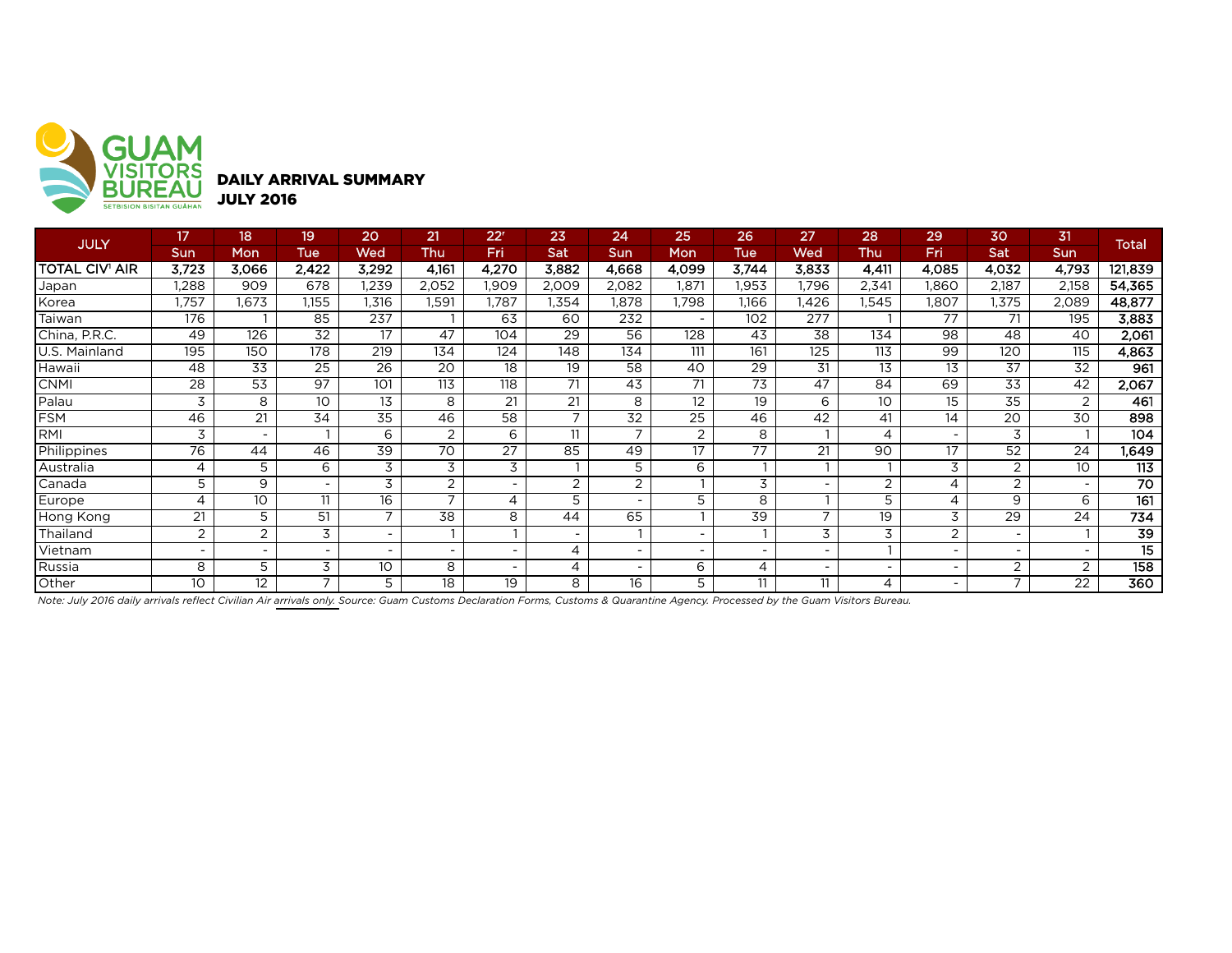GUAM VISITORS BUREAU
SETBISION BISITAN GUÅHAN

## DAILY ARRIVAL SUMMARY
## JULY 2016

| JULY | 17 | 18 | 19 | 20 | 21 | 22[r] | 23 | 24 | 25 | 26 | 27 | 28 | 29 | 30 | 31 | Total |
|---|---|---|---|---|---|---|---|---|---|---|---|---|---|---|---|---|
| | Sun | Mon | Tue | Wed | Thu | Fri | Sat | Sun | Mon | Tue | Wed | Thu | Fri | Sat | Sun | |
| **TOTAL CIV[1] AIR** | **3,723** | **3,066** | **2,422** | **3,292** | **4,161** | **4,270** | **3,882** | **4,668** | **4,099** | **3,744** | **3,833** | **4,411** | **4,085** | **4,032** | **4,793** | **121,839** |
| Japan | 1,288 | 909 | 678 | 1,239 | 2,052 | 1,909 | 2,009 | 2,082 | 1,871 | 1,953 | 1,796 | 2,341 | 1,860 | 2,187 | 2,158 | **54,365** |
| Korea | 1,757 | 1,673 | 1,155 | 1,316 | 1,591 | 1,787 | 1,354 | 1,878 | 1,798 | 1,166 | 1,426 | 1,545 | 1,807 | 1,375 | 2,089 | **48,877** |
| Taiwan | 176 | 1 | 85 | 237 | 1 | 63 | 60 | 232 | - | 102 | 277 | 1 | 77 | 71 | 195 | **3,883** |
| China, P.R.C. | 49 | 126 | 32 | 17 | 47 | 104 | 29 | 56 | 128 | 43 | 38 | 134 | 98 | 48 | 40 | **2,061** |
| U.S. Mainland | 195 | 150 | 178 | 219 | 134 | 124 | 148 | 134 | 111 | 161 | 125 | 113 | 99 | 120 | 115 | **4,863** |
| Hawaii | 48 | 33 | 25 | 26 | 20 | 18 | 19 | 58 | 40 | 29 | 31 | 13 | 13 | 37 | 32 | **961** |
| CNMI | 28 | 53 | 97 | 101 | 113 | 118 | 71 | 43 | 71 | 73 | 47 | 84 | 69 | 33 | 42 | **2,067** |
| Palau | 3 | 8 | 10 | 13 | 8 | 21 | 21 | 8 | 12 | 19 | 6 | 10 | 15 | 35 | 2 | **461** |
| FSM | 46 | 21 | 34 | 35 | 46 | 58 | 7 | 32 | 25 | 46 | 42 | 41 | 14 | 20 | 30 | **898** |
| RMI | 3 | - | 1 | 6 | 2 | 6 | 11 | 7 | 2 | 8 | 1 | 4 | - | 3 | 1 | **104** |
| Philippines | 76 | 44 | 46 | 39 | 70 | 27 | 85 | 49 | 17 | 77 | 21 | 90 | 17 | 52 | 24 | **1,649** |
| Australia | 4 | 5 | 6 | 3 | 3 | 3 | 1 | 5 | 6 | 1 | 1 | 1 | 3 | 2 | 10 | **113** |
| Canada | 5 | 9 | - | 3 | 2 | - | 2 | 2 | 1 | 3 | - | 2 | 4 | 2 | - | **70** |
| Europe | 4 | 10 | 11 | 16 | 7 | 4 | 5 | - | 5 | 8 | 1 | 5 | 4 | 9 | 6 | **161** |
| Hong Kong | 21 | 5 | 51 | 7 | 38 | 8 | 44 | 65 | 1 | 39 | 7 | 19 | 3 | 29 | 24 | **734** |
| Thailand | 2 | 2 | 3 | - | 1 | 1 | - | 1 | - | 1 | 3 | 3 | 2 | - | 1 | **39** |
| Vietnam | - | - | - | - | - | - | 4 | - | - | - | - | 1 | - | - | - | **15** |
| Russia | 8 | 5 | 3 | 10 | 8 | - | 4 | - | 6 | 4 | - | - | - | 2 | 2 | **158** |
| Other | 10 | 12 | 7 | 5 | 18 | 19 | 8 | 16 | 5 | 11 | 11 | 4 | - | 7 | 22 | **360** |

*Note: July 2016 daily arrivals reflect Civilian Air arrivals only. Source: Guam Customs Declaration Forms, Customs & Quarantine Agency. Processed by the Guam Visitors Bureau.*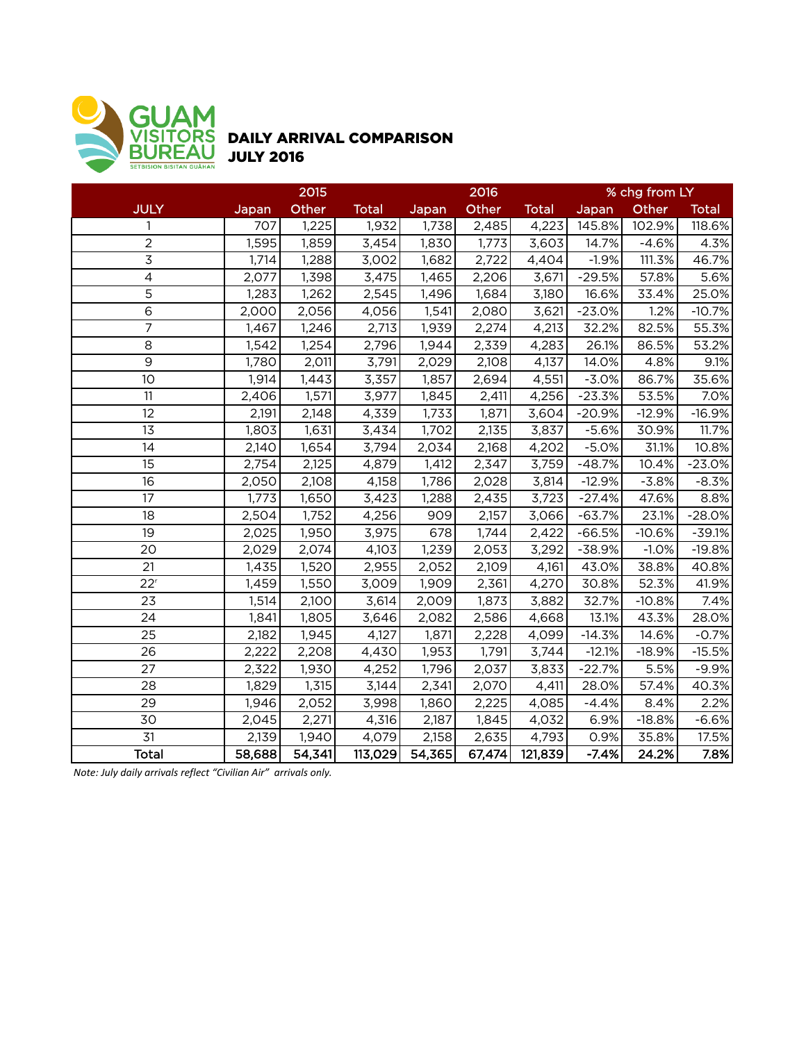GUAM VISITORS BUREAU
SETBISION BISITAN GUÅHAN

# DAILY ARRIVAL COMPARISON
# JULY 2016

| | 2015 | | | 2016 | | | % chg from LY | | |
|---|---|---|---|---|---|---|---|---|---|
| JULY | Japan | Other | Total | Japan | Other | Total | Japan | Other | Total |
| 1 | 707 | 1,225 | 1,932 | 1,738 | 2,485 | 4,223 | 145.8% | 102.9% | 118.6% |
| 2 | 1,595 | 1,859 | 3,454 | 1,830 | 1,773 | 3,603 | 14.7% | -4.6% | 4.3% |
| 3 | 1,714 | 1,288 | 3,002 | 1,682 | 2,722 | 4,404 | -1.9% | 111.3% | 46.7% |
| 4 | 2,077 | 1,398 | 3,475 | 1,465 | 2,206 | 3,671 | -29.5% | 57.8% | 5.6% |
| 5 | 1,283 | 1,262 | 2,545 | 1,496 | 1,684 | 3,180 | 16.6% | 33.4% | 25.0% |
| 6 | 2,000 | 2,056 | 4,056 | 1,541 | 2,080 | 3,621 | -23.0% | 1.2% | -10.7% |
| 7 | 1,467 | 1,246 | 2,713 | 1,939 | 2,274 | 4,213 | 32.2% | 82.5% | 55.3% |
| 8 | 1,542 | 1,254 | 2,796 | 1,944 | 2,339 | 4,283 | 26.1% | 86.5% | 53.2% |
| 9 | 1,780 | 2,011 | 3,791 | 2,029 | 2,108 | 4,137 | 14.0% | 4.8% | 9.1% |
| 10 | 1,914 | 1,443 | 3,357 | 1,857 | 2,694 | 4,551 | -3.0% | 86.7% | 35.6% |
| 11 | 2,406 | 1,571 | 3,977 | 1,845 | 2,411 | 4,256 | -23.3% | 53.5% | 7.0% |
| 12 | 2,191 | 2,148 | 4,339 | 1,733 | 1,871 | 3,604 | -20.9% | -12.9% | -16.9% |
| 13 | 1,803 | 1,631 | 3,434 | 1,702 | 2,135 | 3,837 | -5.6% | 30.9% | 11.7% |
| 14 | 2,140 | 1,654 | 3,794 | 2,034 | 2,168 | 4,202 | -5.0% | 31.1% | 10.8% |
| 15 | 2,754 | 2,125 | 4,879 | 1,412 | 2,347 | 3,759 | -48.7% | 10.4% | -23.0% |
| 16 | 2,050 | 2,108 | 4,158 | 1,786 | 2,028 | 3,814 | -12.9% | -3.8% | -8.3% |
| 17 | 1,773 | 1,650 | 3,423 | 1,288 | 2,435 | 3,723 | -27.4% | 47.6% | 8.8% |
| 18 | 2,504 | 1,752 | 4,256 | 909 | 2,157 | 3,066 | -63.7% | 23.1% | -28.0% |
| 19 | 2,025 | 1,950 | 3,975 | 678 | 1,744 | 2,422 | -66.5% | -10.6% | -39.1% |
| 20 | 2,029 | 2,074 | 4,103 | 1,239 | 2,053 | 3,292 | -38.9% | -1.0% | -19.8% |
| 21 | 1,435 | 1,520 | 2,955 | 2,052 | 2,109 | 4,161 | 43.0% | 38.8% | 40.8% |
| 22[r] | 1,459 | 1,550 | 3,009 | 1,909 | 2,361 | 4,270 | 30.8% | 52.3% | 41.9% |
| 23 | 1,514 | 2,100 | 3,614 | 2,009 | 1,873 | 3,882 | 32.7% | -10.8% | 7.4% |
| 24 | 1,841 | 1,805 | 3,646 | 2,082 | 2,586 | 4,668 | 13.1% | 43.3% | 28.0% |
| 25 | 2,182 | 1,945 | 4,127 | 1,871 | 2,228 | 4,099 | -14.3% | 14.6% | -0.7% |
| 26 | 2,222 | 2,208 | 4,430 | 1,953 | 1,791 | 3,744 | -12.1% | -18.9% | -15.5% |
| 27 | 2,322 | 1,930 | 4,252 | 1,796 | 2,037 | 3,833 | -22.7% | 5.5% | -9.9% |
| 28 | 1,829 | 1,315 | 3,144 | 2,341 | 2,070 | 4,411 | 28.0% | 57.4% | 40.3% |
| 29 | 1,946 | 2,052 | 3,998 | 1,860 | 2,225 | 4,085 | -4.4% | 8.4% | 2.2% |
| 30 | 2,045 | 2,271 | 4,316 | 2,187 | 1,845 | 4,032 | 6.9% | -18.8% | -6.6% |
| 31 | 2,139 | 1,940 | 4,079 | 2,158 | 2,635 | 4,793 | 0.9% | 35.8% | 17.5% |
| **Total** | **58,688** | **54,341** | **113,029** | **54,365** | **67,474** | **121,839** | **-7.4%** | **24.2%** | **7.8%** |

*Note: July daily arrivals reflect "Civilian Air" arrivals only.*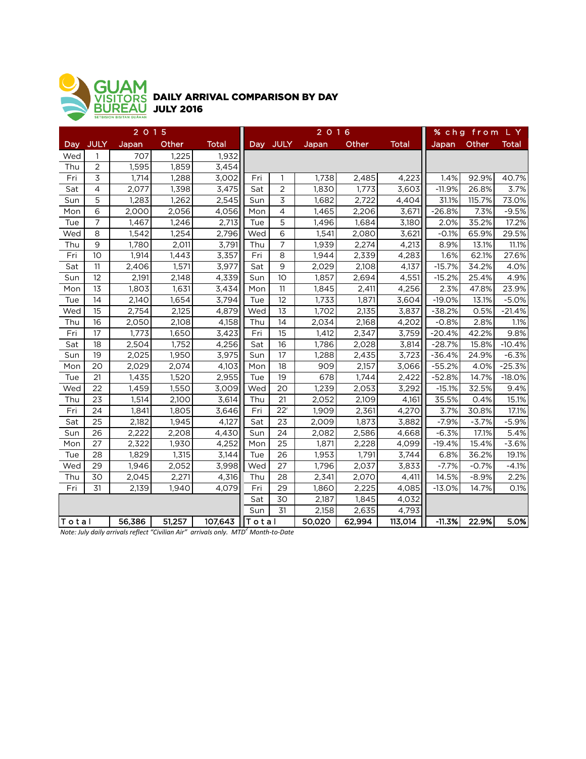GUAM VISITORS BUREAU
SETBISION BISITAN GUÅHAN

# DAILY ARRIVAL COMPARISON BY DAY
## JULY 2016

| 2015 | | | | | 2016 | | | | | % chg from LY | | |
|---|---|---|---|---|---|---|---|---|---|---|---|---|
| Day | JULY | Japan | Other | Total | Day | JULY | Japan | Other | Total | Japan | Other | Total |
| Wed | 1 | 707 | 1,225 | 1,932 | | | | | | | | |
| Thu | 2 | 1,595 | 1,859 | 3,454 | | | | | | | | |
| Fri | 3 | 1,714 | 1,288 | 3,002 | Fri | 1 | 1,738 | 2,485 | 4,223 | 1.4% | 92.9% | 40.7% |
| Sat | 4 | 2,077 | 1,398 | 3,475 | Sat | 2 | 1,830 | 1,773 | 3,603 | -11.9% | 26.8% | 3.7% |
| Sun | 5 | 1,283 | 1,262 | 2,545 | Sun | 3 | 1,682 | 2,722 | 4,404 | 31.1% | 115.7% | 73.0% |
| Mon | 6 | 2,000 | 2,056 | 4,056 | Mon | 4 | 1,465 | 2,206 | 3,671 | -26.8% | 7.3% | -9.5% |
| Tue | 7 | 1,467 | 1,246 | 2,713 | Tue | 5 | 1,496 | 1,684 | 3,180 | 2.0% | 35.2% | 17.2% |
| Wed | 8 | 1,542 | 1,254 | 2,796 | Wed | 6 | 1,541 | 2,080 | 3,621 | -0.1% | 65.9% | 29.5% |
| Thu | 9 | 1,780 | 2,011 | 3,791 | Thu | 7 | 1,939 | 2,274 | 4,213 | 8.9% | 13.1% | 11.1% |
| Fri | 10 | 1,914 | 1,443 | 3,357 | Fri | 8 | 1,944 | 2,339 | 4,283 | 1.6% | 62.1% | 27.6% |
| Sat | 11 | 2,406 | 1,571 | 3,977 | Sat | 9 | 2,029 | 2,108 | 4,137 | -15.7% | 34.2% | 4.0% |
| Sun | 12 | 2,191 | 2,148 | 4,339 | Sun | 10 | 1,857 | 2,694 | 4,551 | -15.2% | 25.4% | 4.9% |
| Mon | 13 | 1,803 | 1,631 | 3,434 | Mon | 11 | 1,845 | 2,411 | 4,256 | 2.3% | 47.8% | 23.9% |
| Tue | 14 | 2,140 | 1,654 | 3,794 | Tue | 12 | 1,733 | 1,871 | 3,604 | -19.0% | 13.1% | -5.0% |
| Wed | 15 | 2,754 | 2,125 | 4,879 | Wed | 13 | 1,702 | 2,135 | 3,837 | -38.2% | 0.5% | -21.4% |
| Thu | 16 | 2,050 | 2,108 | 4,158 | Thu | 14 | 2,034 | 2,168 | 4,202 | -0.8% | 2.8% | 1.1% |
| Fri | 17 | 1,773 | 1,650 | 3,423 | Fri | 15 | 1,412 | 2,347 | 3,759 | -20.4% | 42.2% | 9.8% |
| Sat | 18 | 2,504 | 1,752 | 4,256 | Sat | 16 | 1,786 | 2,028 | 3,814 | -28.7% | 15.8% | -10.4% |
| Sun | 19 | 2,025 | 1,950 | 3,975 | Sun | 17 | 1,288 | 2,435 | 3,723 | -36.4% | 24.9% | -6.3% |
| Mon | 20 | 2,029 | 2,074 | 4,103 | Mon | 18 | 909 | 2,157 | 3,066 | -55.2% | 4.0% | -25.3% |
| Tue | 21 | 1,435 | 1,520 | 2,955 | Tue | 19 | 678 | 1,744 | 2,422 | -52.8% | 14.7% | -18.0% |
| Wed | 22 | 1,459 | 1,550 | 3,009 | Wed | 20 | 1,239 | 2,053 | 3,292 | -15.1% | 32.5% | 9.4% |
| Thu | 23 | 1,514 | 2,100 | 3,614 | Thu | 21 | 2,052 | 2,109 | 4,161 | 35.5% | 0.4% | 15.1% |
| Fri | 24 | 1,841 | 1,805 | 3,646 | Fri | 22[r] | 1,909 | 2,361 | 4,270 | 3.7% | 30.8% | 17.1% |
| Sat | 25 | 2,182 | 1,945 | 4,127 | Sat | 23 | 2,009 | 1,873 | 3,882 | -7.9% | -3.7% | -5.9% |
| Sun | 26 | 2,222 | 2,208 | 4,430 | Sun | 24 | 2,082 | 2,586 | 4,668 | -6.3% | 17.1% | 5.4% |
| Mon | 27 | 2,322 | 1,930 | 4,252 | Mon | 25 | 1,871 | 2,228 | 4,099 | -19.4% | 15.4% | -3.6% |
| Tue | 28 | 1,829 | 1,315 | 3,144 | Tue | 26 | 1,953 | 1,791 | 3,744 | 6.8% | 36.2% | 19.1% |
| Wed | 29 | 1,946 | 2,052 | 3,998 | Wed | 27 | 1,796 | 2,037 | 3,833 | -7.7% | -0.7% | -4.1% |
| Thu | 30 | 2,045 | 2,271 | 4,316 | Thu | 28 | 2,341 | 2,070 | 4,411 | 14.5% | -8.9% | 2.2% |
| Fri | 31 | 2,139 | 1,940 | 4,079 | Fri | 29 | 1,860 | 2,225 | 4,085 | -13.0% | 14.7% | 0.1% |
| | | | | | Sat | 30 | 2,187 | 1,845 | 4,032 | | | |
| | | | | | Sun | 31 | 2,158 | 2,635 | 4,793 | | | |
| Total | | 56,386 | 51,257 | 107,643 | Total | | 50,020 | 62,994 | 113,014 | -11.3% | 22.9% | 5.0% |

*Note: July daily arrivals reflect "Civilian Air" arrivals only. MTD[2] Month-to-Date*